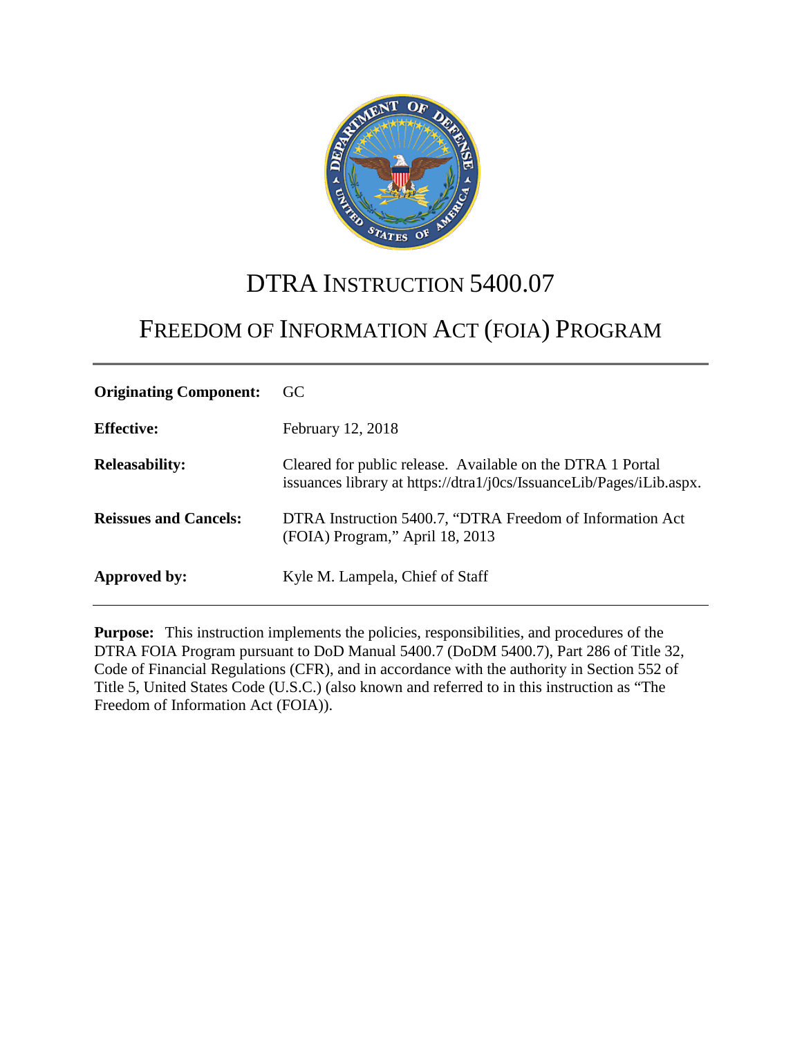# DTRA INSTRUCTION 5400.07

## FREEDOM OF INFORMATION ACT (FOIA) PROGRAM

| | |
|---|---|
| **Originating Component:** | GC |
| **Effective:** | February 12, 2018 |
| **Releasability:** | Cleared for public release. Available on the DTRA 1 Portal issuances library at https://dtra1/j0cs/IssuanceLib/Pages/iLib.aspx. |
| **Reissues and Cancels:** | DTRA Instruction 5400.7, "DTRA Freedom of Information Act (FOIA) Program," April 18, 2013 |
| **Approved by:** | Kyle M. Lampela, Chief of Staff |

**Purpose:** This instruction implements the policies, responsibilities, and procedures of the DTRA FOIA Program pursuant to DoD Manual 5400.7 (DoDM 5400.7), Part 286 of Title 32, Code of Financial Regulations (CFR), and in accordance with the authority in Section 552 of Title 5, United States Code (U.S.C.) (also known and referred to in this instruction as "The Freedom of Information Act (FOIA)).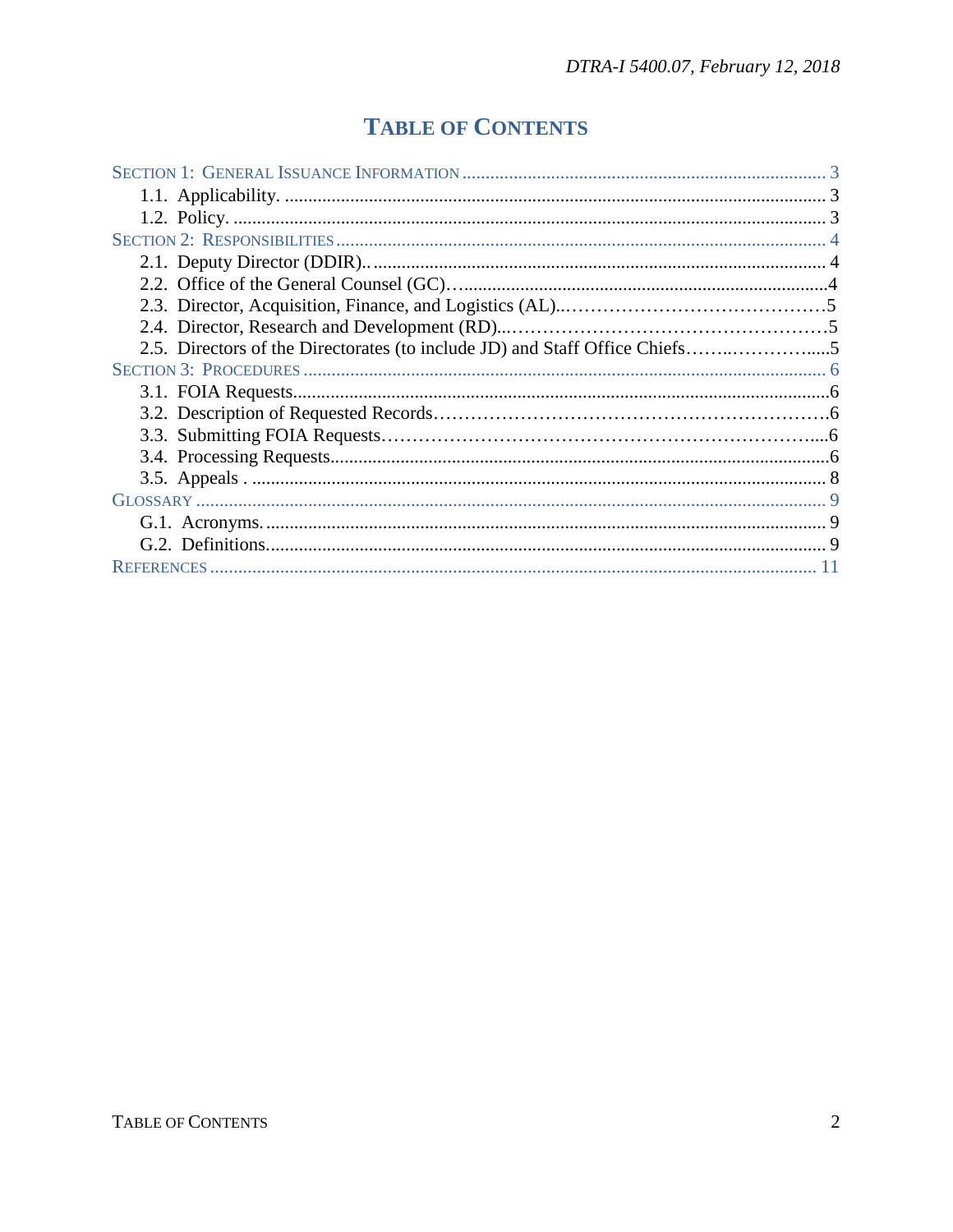# TABLE OF CONTENTS

SECTION 1: GENERAL ISSUANCE INFORMATION ............................................................................ 3
- 1.1. Applicability. .................................................................................................................. 3
- 1.2. Policy. ............................................................................................................................ 3

SECTION 2: RESPONSIBILITIES ........................................................................................................ 4
- 2.1. Deputy Director (DDIR).. ............................................................................................... 4
- 2.2. Office of the General Counsel (GC)…...............................................................................4
- 2.3. Director, Acquisition, Finance, and Logistics (AL)..……………………………………5
- 2.4. Director, Research and Development (RD)..……………………………………………5
- 2.5. Directors of the Directorates (to include JD) and Staff Office Chiefs……..…………......5

SECTION 3: PROCEDURES ................................................................................................................ 6
- 3.1. FOIA Requests..................................................................................................................6
- 3.2. Description of Requested Records……………………………………………………….6
- 3.3. Submitting FOIA Requests…………………………………………………………....6
- 3.4. Processing Requests...........................................................................................................6
- 3.5. Appeals . ........................................................................................................................... 8

GLOSSARY ........................................................................................................................................ 9
- G.1. Acronyms. ....................................................................................................................... 9
- G.2. Definitions. ...................................................................................................................... 9

REFERENCES .................................................................................................................................. 11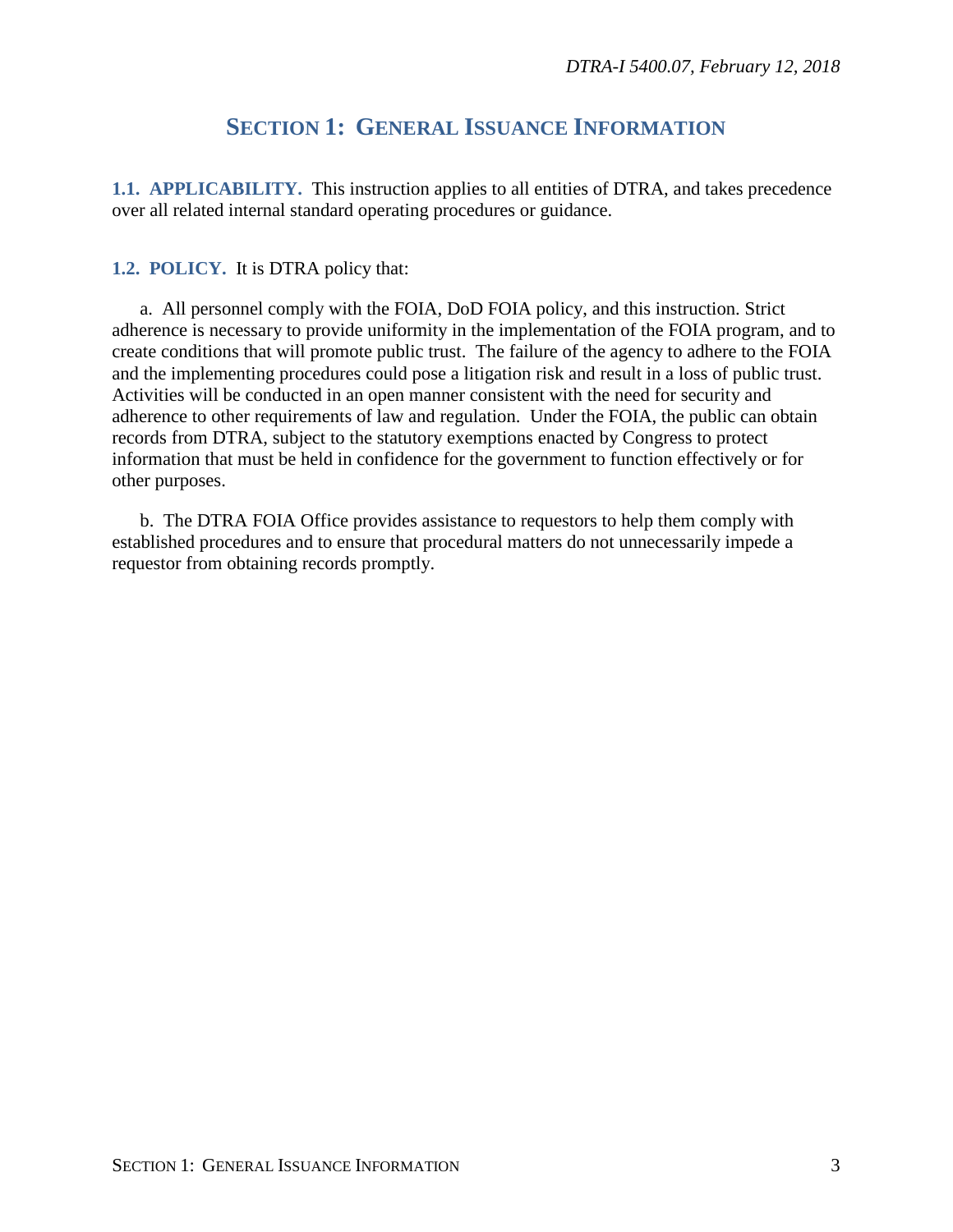# SECTION 1: GENERAL ISSUANCE INFORMATION

**1.1. APPLICABILITY.** This instruction applies to all entities of DTRA, and takes precedence over all related internal standard operating procedures or guidance.

**1.2. POLICY.** It is DTRA policy that:

a. All personnel comply with the FOIA, DoD FOIA policy, and this instruction. Strict adherence is necessary to provide uniformity in the implementation of the FOIA program, and to create conditions that will promote public trust. The failure of the agency to adhere to the FOIA and the implementing procedures could pose a litigation risk and result in a loss of public trust. Activities will be conducted in an open manner consistent with the need for security and adherence to other requirements of law and regulation. Under the FOIA, the public can obtain records from DTRA, subject to the statutory exemptions enacted by Congress to protect information that must be held in confidence for the government to function effectively or for other purposes.

b. The DTRA FOIA Office provides assistance to requestors to help them comply with established procedures and to ensure that procedural matters do not unnecessarily impede a requestor from obtaining records promptly.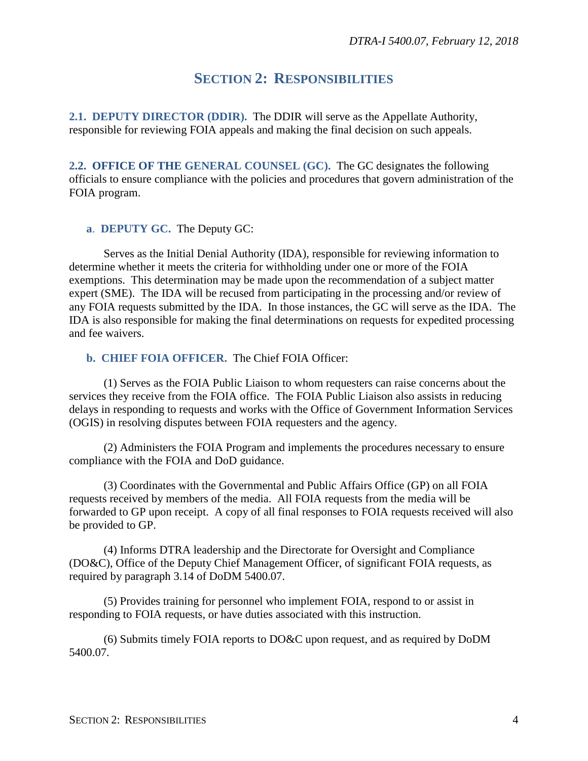# SECTION 2: RESPONSIBILITIES

**2.1. DEPUTY DIRECTOR (DDIR).** The DDIR will serve as the Appellate Authority, responsible for reviewing FOIA appeals and making the final decision on such appeals.

**2.2. OFFICE OF THE GENERAL COUNSEL (GC).** The GC designates the following officials to ensure compliance with the policies and procedures that govern administration of the FOIA program.

**a. DEPUTY GC.** The Deputy GC:

Serves as the Initial Denial Authority (IDA), responsible for reviewing information to determine whether it meets the criteria for withholding under one or more of the FOIA exemptions. This determination may be made upon the recommendation of a subject matter expert (SME). The IDA will be recused from participating in the processing and/or review of any FOIA requests submitted by the IDA. In those instances, the GC will serve as the IDA. The IDA is also responsible for making the final determinations on requests for expedited processing and fee waivers.

**b. CHIEF FOIA OFFICER.** The Chief FOIA Officer:

(1) Serves as the FOIA Public Liaison to whom requesters can raise concerns about the services they receive from the FOIA office. The FOIA Public Liaison also assists in reducing delays in responding to requests and works with the Office of Government Information Services (OGIS) in resolving disputes between FOIA requesters and the agency.

(2) Administers the FOIA Program and implements the procedures necessary to ensure compliance with the FOIA and DoD guidance.

(3) Coordinates with the Governmental and Public Affairs Office (GP) on all FOIA requests received by members of the media. All FOIA requests from the media will be forwarded to GP upon receipt. A copy of all final responses to FOIA requests received will also be provided to GP.

(4) Informs DTRA leadership and the Directorate for Oversight and Compliance (DO&C), Office of the Deputy Chief Management Officer, of significant FOIA requests, as required by paragraph 3.14 of DoDM 5400.07.

(5) Provides training for personnel who implement FOIA, respond to or assist in responding to FOIA requests, or have duties associated with this instruction.

(6) Submits timely FOIA reports to DO&C upon request, and as required by DoDM 5400.07.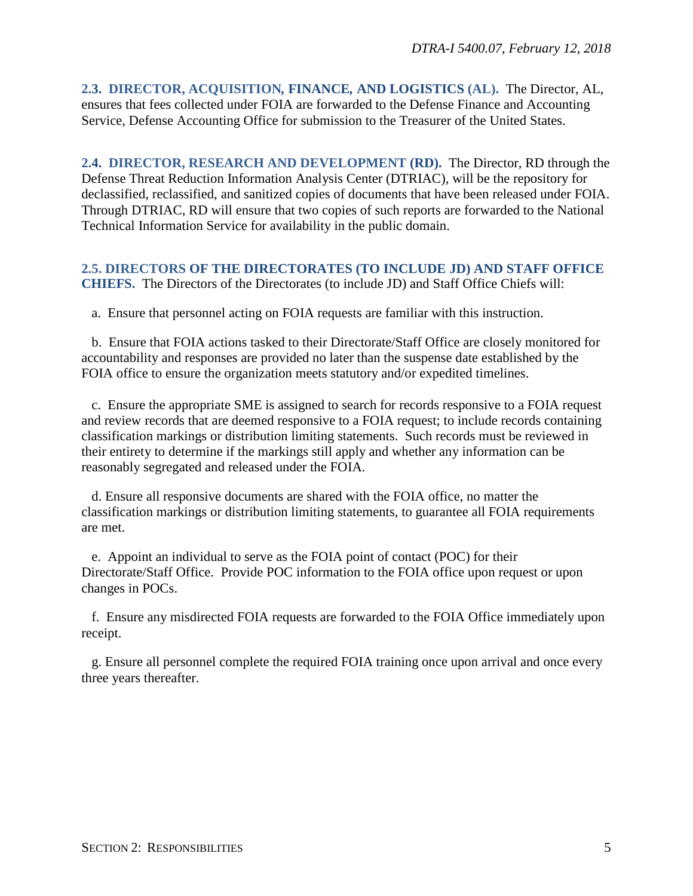**2.3. DIRECTOR, ACQUISITION, FINANCE, AND LOGISTICS (AL).** The Director, AL, ensures that fees collected under FOIA are forwarded to the Defense Finance and Accounting Service, Defense Accounting Office for submission to the Treasurer of the United States.

**2.4. DIRECTOR, RESEARCH AND DEVELOPMENT (RD).** The Director, RD through the Defense Threat Reduction Information Analysis Center (DTRIAC), will be the repository for declassified, reclassified, and sanitized copies of documents that have been released under FOIA. Through DTRIAC, RD will ensure that two copies of such reports are forwarded to the National Technical Information Service for availability in the public domain.

**2.5. DIRECTORS OF THE DIRECTORATES (TO INCLUDE JD) AND STAFF OFFICE CHIEFS.** The Directors of the Directorates (to include JD) and Staff Office Chiefs will:

a. Ensure that personnel acting on FOIA requests are familiar with this instruction.

b. Ensure that FOIA actions tasked to their Directorate/Staff Office are closely monitored for accountability and responses are provided no later than the suspense date established by the FOIA office to ensure the organization meets statutory and/or expedited timelines.

c. Ensure the appropriate SME is assigned to search for records responsive to a FOIA request and review records that are deemed responsive to a FOIA request; to include records containing classification markings or distribution limiting statements. Such records must be reviewed in their entirety to determine if the markings still apply and whether any information can be reasonably segregated and released under the FOIA.

d. Ensure all responsive documents are shared with the FOIA office, no matter the classification markings or distribution limiting statements, to guarantee all FOIA requirements are met.

e. Appoint an individual to serve as the FOIA point of contact (POC) for their Directorate/Staff Office. Provide POC information to the FOIA office upon request or upon changes in POCs.

f. Ensure any misdirected FOIA requests are forwarded to the FOIA Office immediately upon receipt.

g. Ensure all personnel complete the required FOIA training once upon arrival and once every three years thereafter.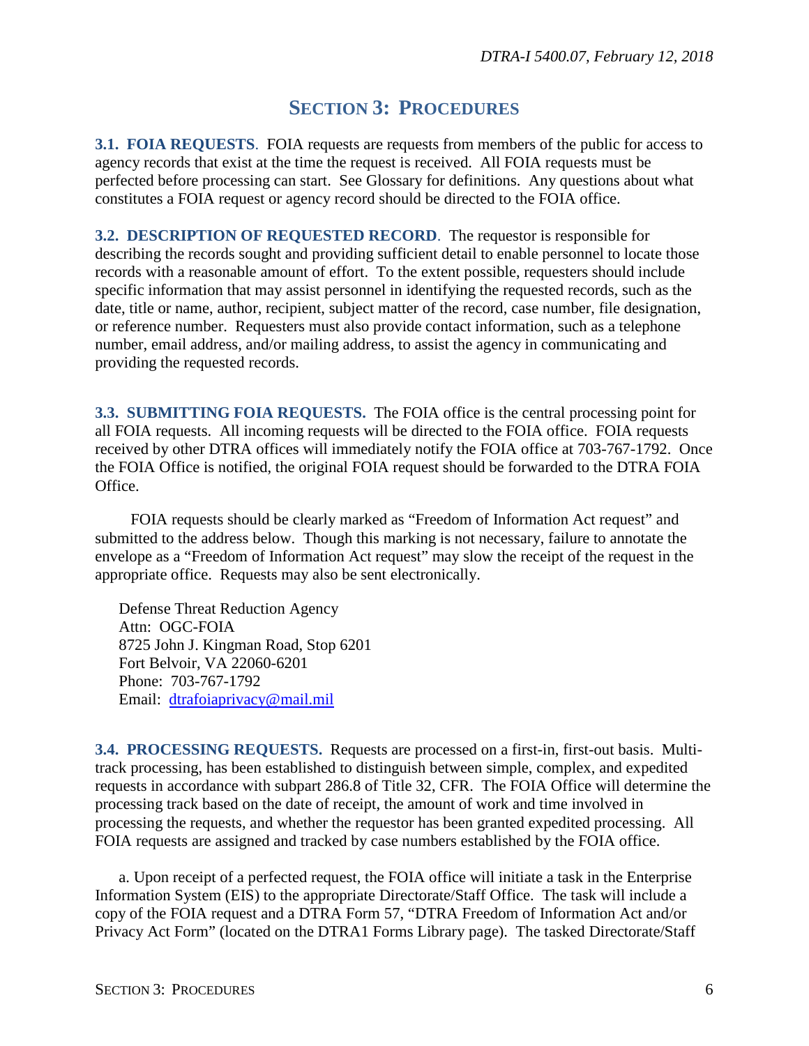# SECTION 3: PROCEDURES

**3.1. FOIA REQUESTS**. FOIA requests are requests from members of the public for access to agency records that exist at the time the request is received. All FOIA requests must be perfected before processing can start. See Glossary for definitions. Any questions about what constitutes a FOIA request or agency record should be directed to the FOIA office.

**3.2. DESCRIPTION OF REQUESTED RECORD**. The requestor is responsible for describing the records sought and providing sufficient detail to enable personnel to locate those records with a reasonable amount of effort. To the extent possible, requesters should include specific information that may assist personnel in identifying the requested records, such as the date, title or name, author, recipient, subject matter of the record, case number, file designation, or reference number. Requesters must also provide contact information, such as a telephone number, email address, and/or mailing address, to assist the agency in communicating and providing the requested records.

**3.3. SUBMITTING FOIA REQUESTS.** The FOIA office is the central processing point for all FOIA requests. All incoming requests will be directed to the FOIA office. FOIA requests received by other DTRA offices will immediately notify the FOIA office at 703-767-1792. Once the FOIA Office is notified, the original FOIA request should be forwarded to the DTRA FOIA Office.

FOIA requests should be clearly marked as "Freedom of Information Act request" and submitted to the address below. Though this marking is not necessary, failure to annotate the envelope as a "Freedom of Information Act request" may slow the receipt of the request in the appropriate office. Requests may also be sent electronically.

Defense Threat Reduction Agency
Attn: OGC-FOIA
8725 John J. Kingman Road, Stop 6201
Fort Belvoir, VA 22060-6201
Phone: 703-767-1792
Email: dtrafoiaprivacy@mail.mil

**3.4. PROCESSING REQUESTS.** Requests are processed on a first-in, first-out basis. Multi-track processing, has been established to distinguish between simple, complex, and expedited requests in accordance with subpart 286.8 of Title 32, CFR. The FOIA Office will determine the processing track based on the date of receipt, the amount of work and time involved in processing the requests, and whether the requestor has been granted expedited processing. All FOIA requests are assigned and tracked by case numbers established by the FOIA office.

a. Upon receipt of a perfected request, the FOIA office will initiate a task in the Enterprise Information System (EIS) to the appropriate Directorate/Staff Office. The task will include a copy of the FOIA request and a DTRA Form 57, "DTRA Freedom of Information Act and/or Privacy Act Form" (located on the DTRA1 Forms Library page). The tasked Directorate/Staff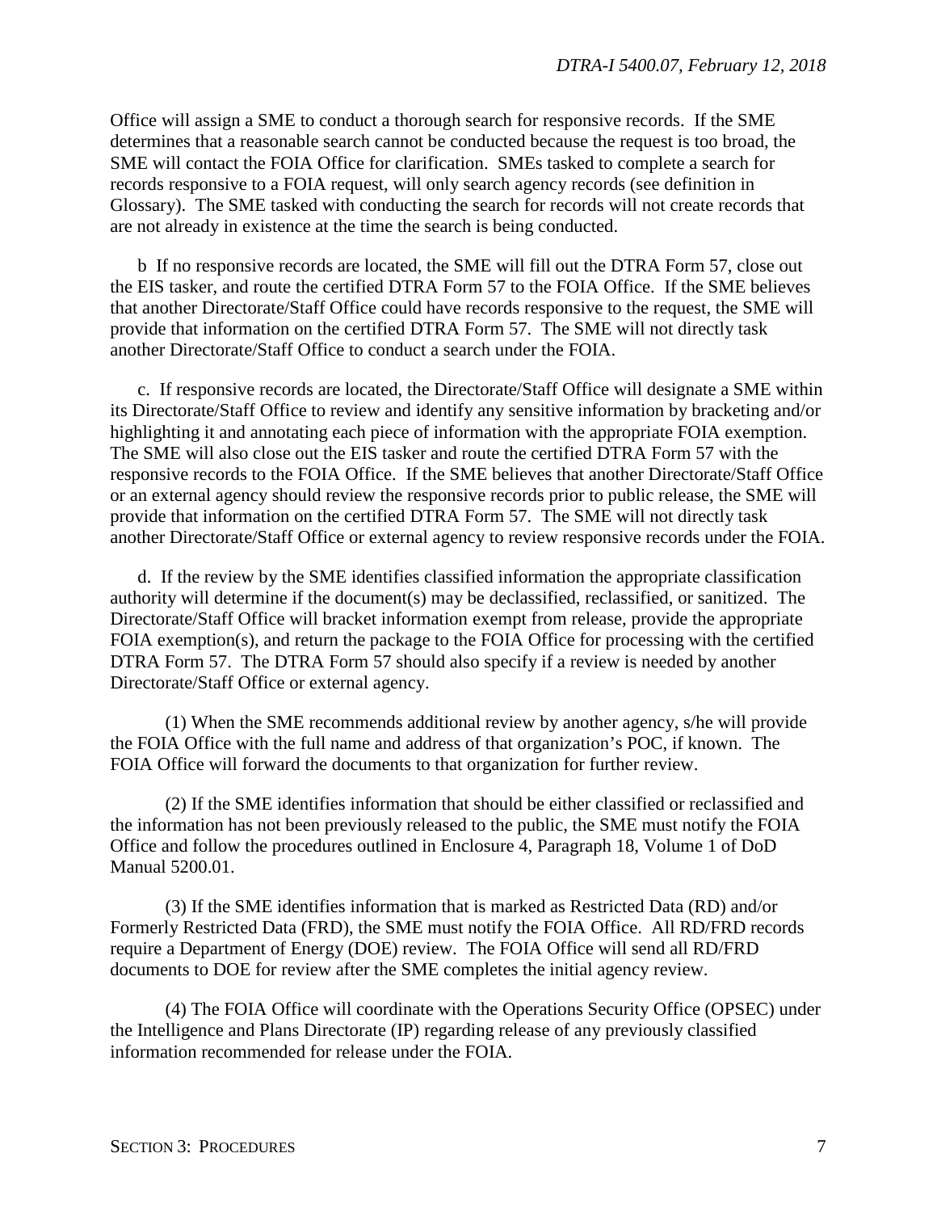Office will assign a SME to conduct a thorough search for responsive records. If the SME determines that a reasonable search cannot be conducted because the request is too broad, the SME will contact the FOIA Office for clarification. SMEs tasked to complete a search for records responsive to a FOIA request, will only search agency records (see definition in Glossary). The SME tasked with conducting the search for records will not create records that are not already in existence at the time the search is being conducted.

b If no responsive records are located, the SME will fill out the DTRA Form 57, close out the EIS tasker, and route the certified DTRA Form 57 to the FOIA Office. If the SME believes that another Directorate/Staff Office could have records responsive to the request, the SME will provide that information on the certified DTRA Form 57. The SME will not directly task another Directorate/Staff Office to conduct a search under the FOIA.

c. If responsive records are located, the Directorate/Staff Office will designate a SME within its Directorate/Staff Office to review and identify any sensitive information by bracketing and/or highlighting it and annotating each piece of information with the appropriate FOIA exemption. The SME will also close out the EIS tasker and route the certified DTRA Form 57 with the responsive records to the FOIA Office. If the SME believes that another Directorate/Staff Office or an external agency should review the responsive records prior to public release, the SME will provide that information on the certified DTRA Form 57. The SME will not directly task another Directorate/Staff Office or external agency to review responsive records under the FOIA.

d. If the review by the SME identifies classified information the appropriate classification authority will determine if the document(s) may be declassified, reclassified, or sanitized. The Directorate/Staff Office will bracket information exempt from release, provide the appropriate FOIA exemption(s), and return the package to the FOIA Office for processing with the certified DTRA Form 57. The DTRA Form 57 should also specify if a review is needed by another Directorate/Staff Office or external agency.

(1) When the SME recommends additional review by another agency, s/he will provide the FOIA Office with the full name and address of that organization's POC, if known. The FOIA Office will forward the documents to that organization for further review.

(2) If the SME identifies information that should be either classified or reclassified and the information has not been previously released to the public, the SME must notify the FOIA Office and follow the procedures outlined in Enclosure 4, Paragraph 18, Volume 1 of DoD Manual 5200.01.

(3) If the SME identifies information that is marked as Restricted Data (RD) and/or Formerly Restricted Data (FRD), the SME must notify the FOIA Office. All RD/FRD records require a Department of Energy (DOE) review. The FOIA Office will send all RD/FRD documents to DOE for review after the SME completes the initial agency review.

(4) The FOIA Office will coordinate with the Operations Security Office (OPSEC) under the Intelligence and Plans Directorate (IP) regarding release of any previously classified information recommended for release under the FOIA.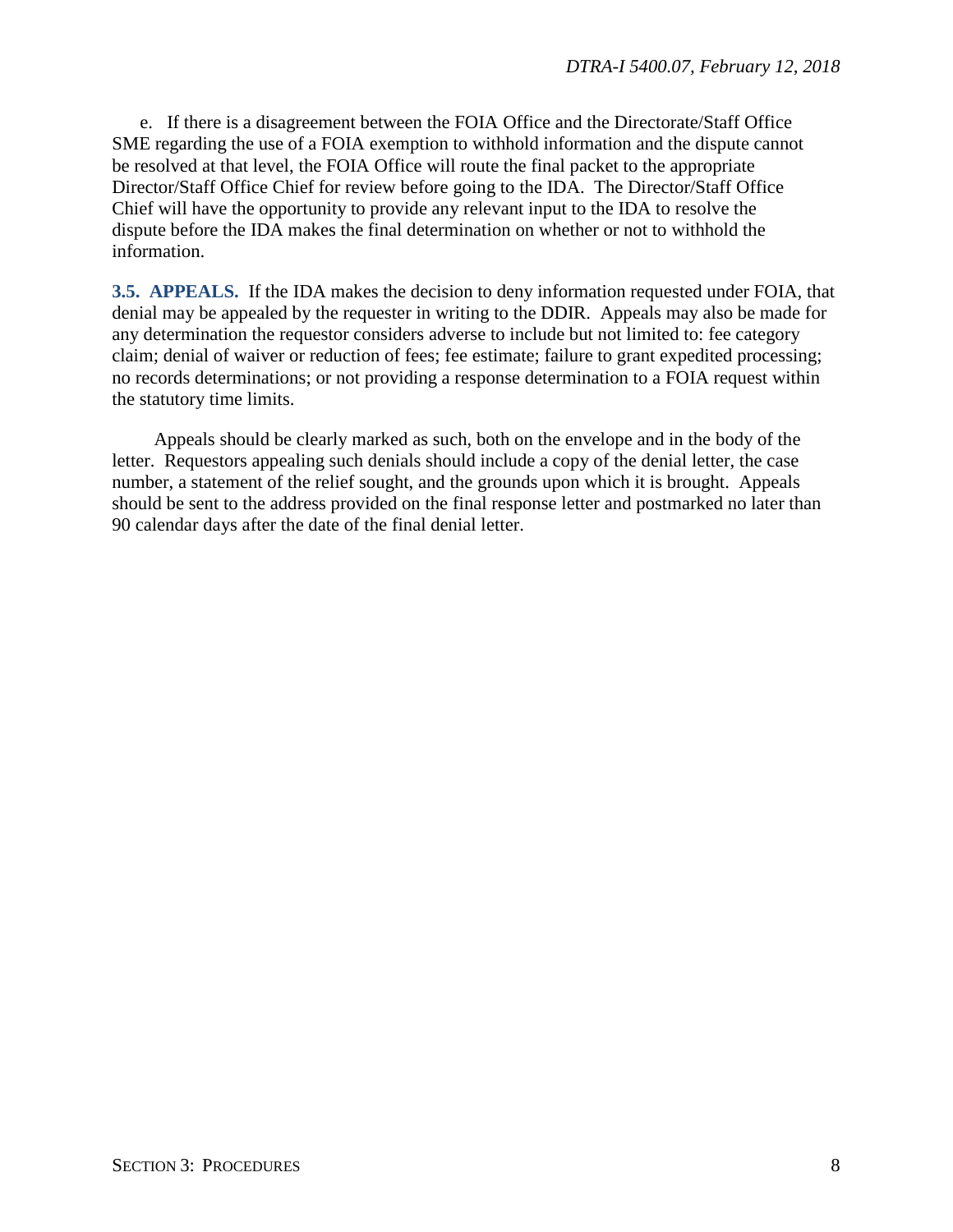e. If there is a disagreement between the FOIA Office and the Directorate/Staff Office SME regarding the use of a FOIA exemption to withhold information and the dispute cannot be resolved at that level, the FOIA Office will route the final packet to the appropriate Director/Staff Office Chief for review before going to the IDA. The Director/Staff Office Chief will have the opportunity to provide any relevant input to the IDA to resolve the dispute before the IDA makes the final determination on whether or not to withhold the information.

**3.5. APPEALS.** If the IDA makes the decision to deny information requested under FOIA, that denial may be appealed by the requester in writing to the DDIR. Appeals may also be made for any determination the requestor considers adverse to include but not limited to: fee category claim; denial of waiver or reduction of fees; fee estimate; failure to grant expedited processing; no records determinations; or not providing a response determination to a FOIA request within the statutory time limits.

Appeals should be clearly marked as such, both on the envelope and in the body of the letter. Requestors appealing such denials should include a copy of the denial letter, the case number, a statement of the relief sought, and the grounds upon which it is brought. Appeals should be sent to the address provided on the final response letter and postmarked no later than 90 calendar days after the date of the final denial letter.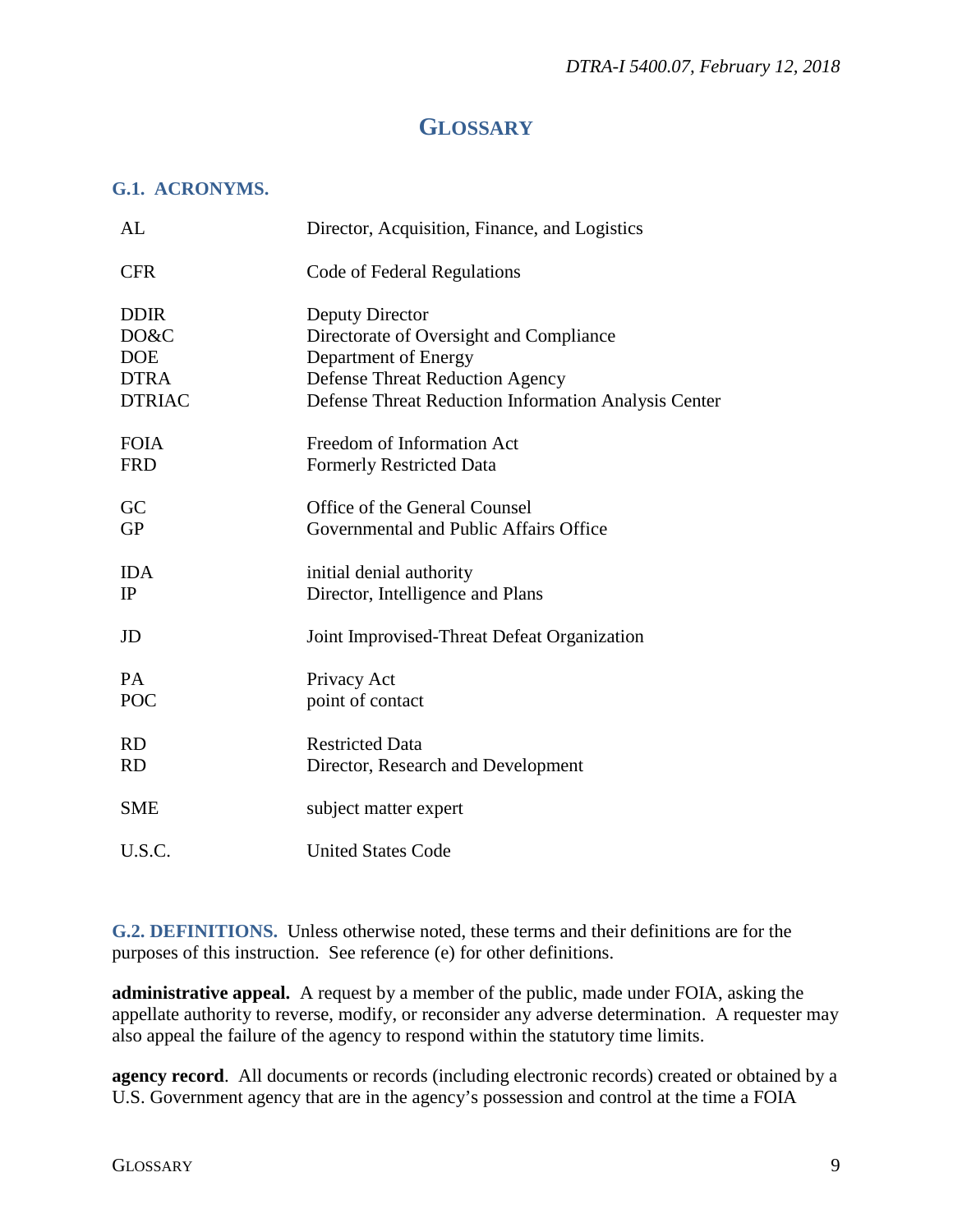# GLOSSARY

## G.1. ACRONYMS.

| | |
|---|---|
| AL | Director, Acquisition, Finance, and Logistics |
| CFR | Code of Federal Regulations |
| DDIR | Deputy Director |
| DO&C | Directorate of Oversight and Compliance |
| DOE | Department of Energy |
| DTRA | Defense Threat Reduction Agency |
| DTRIAC | Defense Threat Reduction Information Analysis Center |
| FOIA | Freedom of Information Act |
| FRD | Formerly Restricted Data |
| GC | Office of the General Counsel |
| GP | Governmental and Public Affairs Office |
| IDA | initial denial authority |
| IP | Director, Intelligence and Plans |
| JD | Joint Improvised-Threat Defeat Organization |
| PA | Privacy Act |
| POC | point of contact |
| RD | Restricted Data |
| RD | Director, Research and Development |
| SME | subject matter expert |
| U.S.C. | United States Code |

## G.2. DEFINITIONS.

Unless otherwise noted, these terms and their definitions are for the purposes of this instruction. See reference (e) for other definitions.

**administrative appeal.** A request by a member of the public, made under FOIA, asking the appellate authority to reverse, modify, or reconsider any adverse determination. A requester may also appeal the failure of the agency to respond within the statutory time limits.

**agency record**. All documents or records (including electronic records) created or obtained by a U.S. Government agency that are in the agency's possession and control at the time a FOIA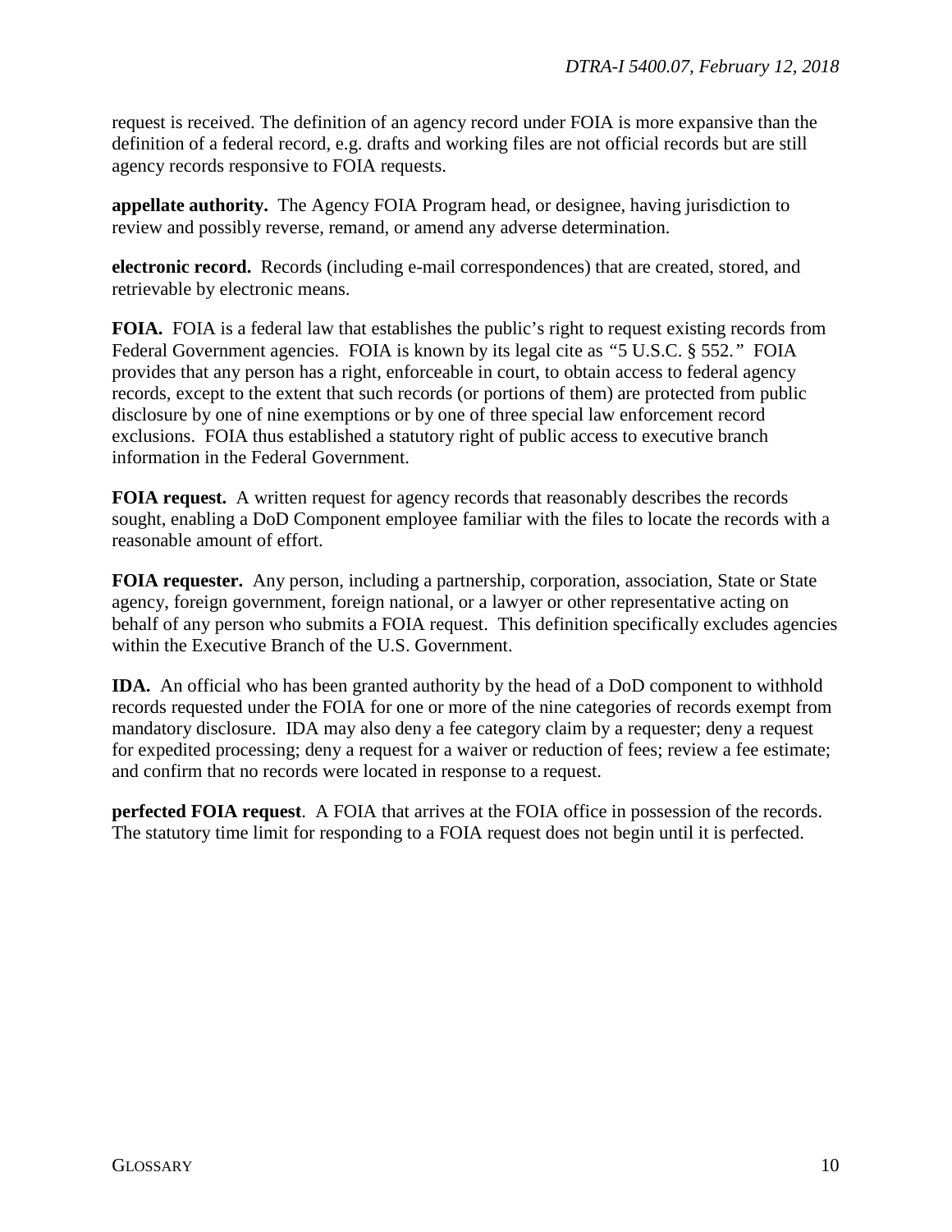request is received. The definition of an agency record under FOIA is more expansive than the definition of a federal record, e.g. drafts and working files are not official records but are still agency records responsive to FOIA requests.

**appellate authority.** The Agency FOIA Program head, or designee, having jurisdiction to review and possibly reverse, remand, or amend any adverse determination.

**electronic record.** Records (including e-mail correspondences) that are created, stored, and retrievable by electronic means.

**FOIA.** FOIA is a federal law that establishes the public's right to request existing records from Federal Government agencies. FOIA is known by its legal cite as *"5 U.S.C. § 552."* FOIA provides that any person has a right, enforceable in court, to obtain access to federal agency records, except to the extent that such records (or portions of them) are protected from public disclosure by one of nine exemptions or by one of three special law enforcement record exclusions. FOIA thus established a statutory right of public access to executive branch information in the Federal Government.

**FOIA request.** A written request for agency records that reasonably describes the records sought, enabling a DoD Component employee familiar with the files to locate the records with a reasonable amount of effort.

**FOIA requester.** Any person, including a partnership, corporation, association, State or State agency, foreign government, foreign national, or a lawyer or other representative acting on behalf of any person who submits a FOIA request. This definition specifically excludes agencies within the Executive Branch of the U.S. Government.

**IDA.** An official who has been granted authority by the head of a DoD component to withhold records requested under the FOIA for one or more of the nine categories of records exempt from mandatory disclosure. IDA may also deny a fee category claim by a requester; deny a request for expedited processing; deny a request for a waiver or reduction of fees; review a fee estimate; and confirm that no records were located in response to a request.

**perfected FOIA request**. A FOIA that arrives at the FOIA office in possession of the records. The statutory time limit for responding to a FOIA request does not begin until it is perfected.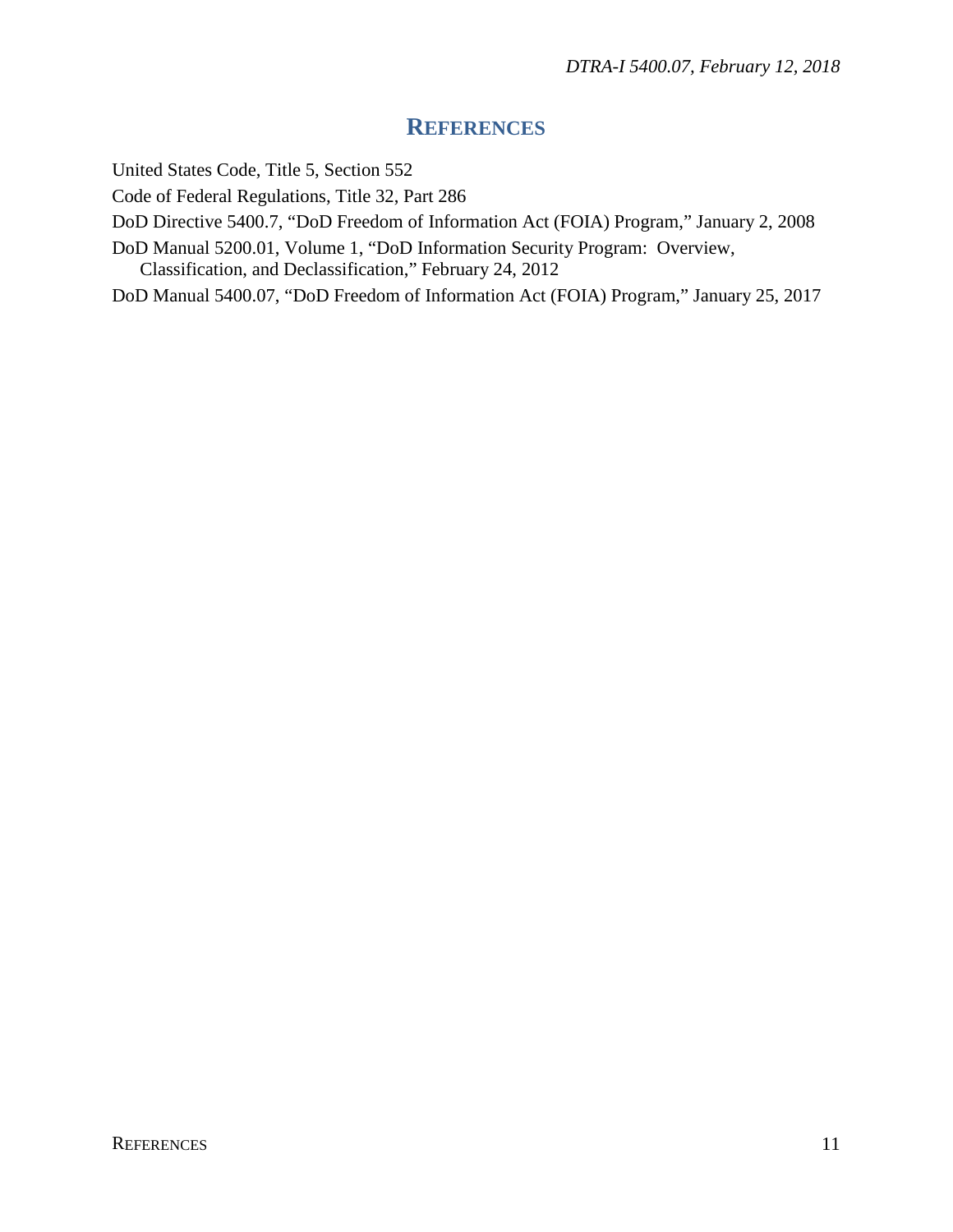## REFERENCES

United States Code, Title 5, Section 552

Code of Federal Regulations, Title 32, Part 286

DoD Directive 5400.7, "DoD Freedom of Information Act (FOIA) Program," January 2, 2008

DoD Manual 5200.01, Volume 1, "DoD Information Security Program: Overview, Classification, and Declassification," February 24, 2012

DoD Manual 5400.07, "DoD Freedom of Information Act (FOIA) Program," January 25, 2017